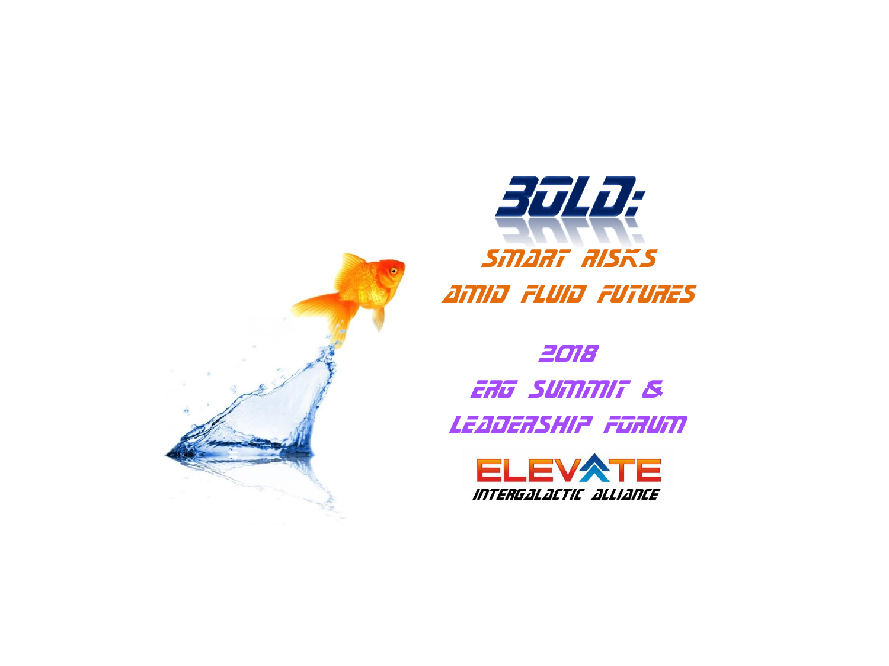# BOLD:

## SMART RISKS AMID FLUID FUTURES

### 2018
### ERG SUMMIT &
### LEADERSHIP FORUM

ELEVATE
INTERGALACTIC ALLIANCE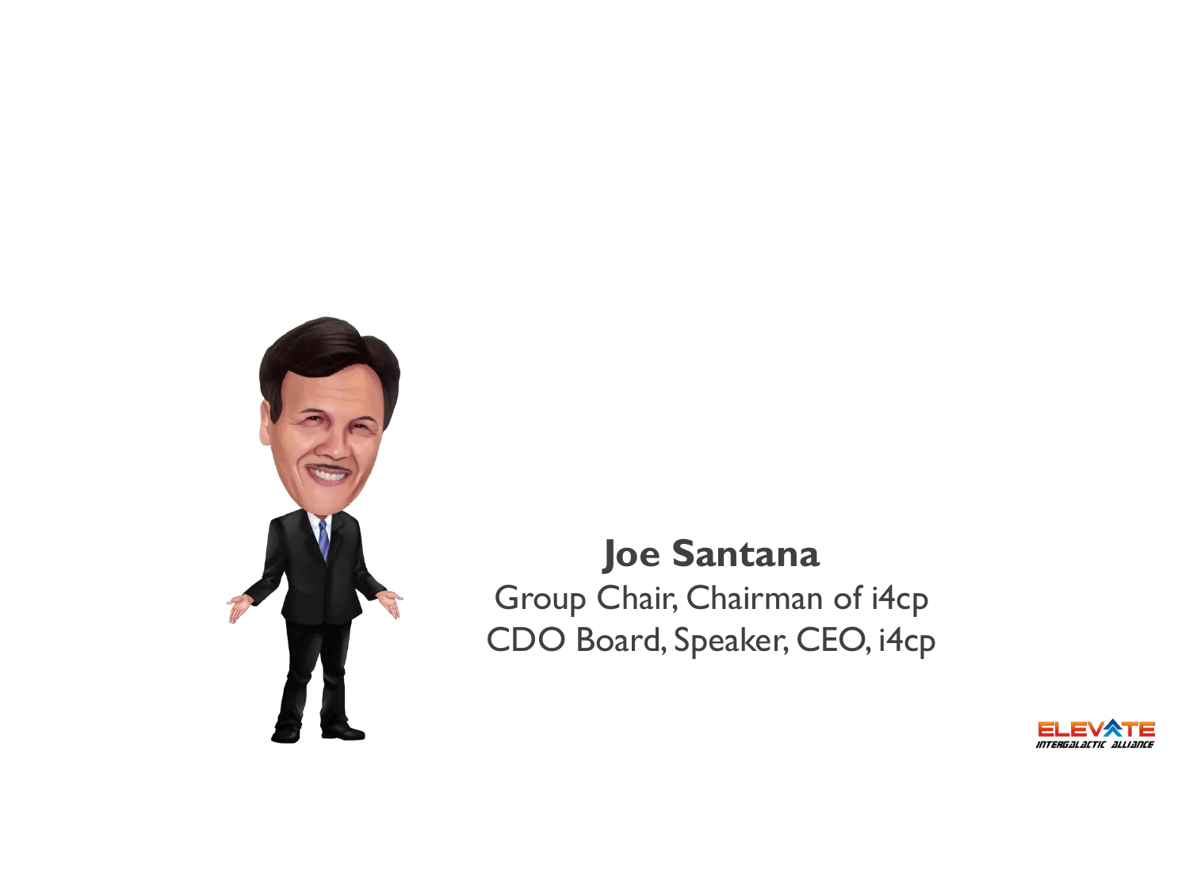**Joe Santana**

Group Chair, Chairman of i4cp

CDO Board, Speaker, CEO, i4cp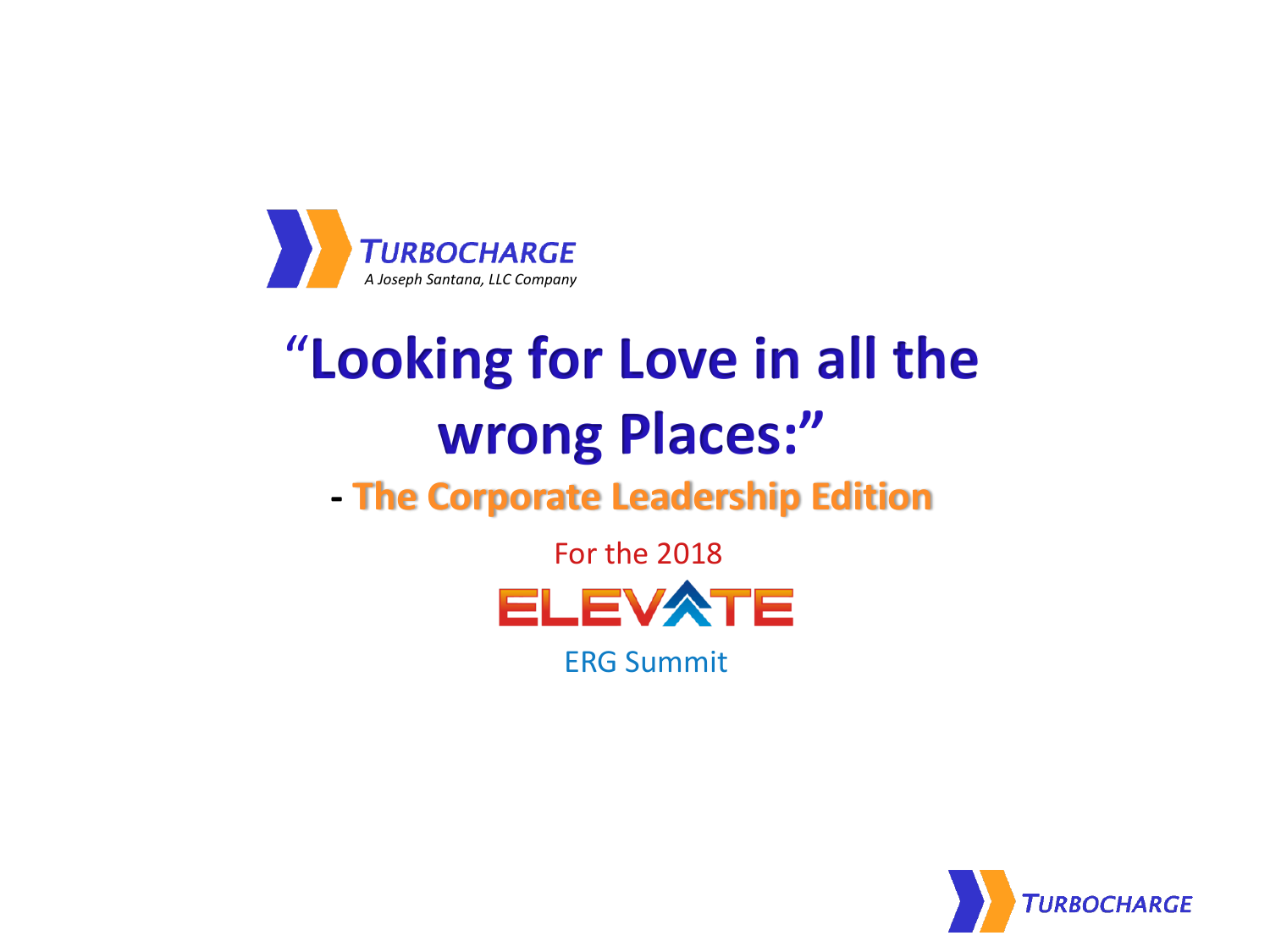TURBOCHARGE

*A Joseph Santana, LLC Company*

# "Looking for Love in all the wrong Places:"

## - The Corporate Leadership Edition

For the 2018

ELEVATE

ERG Summit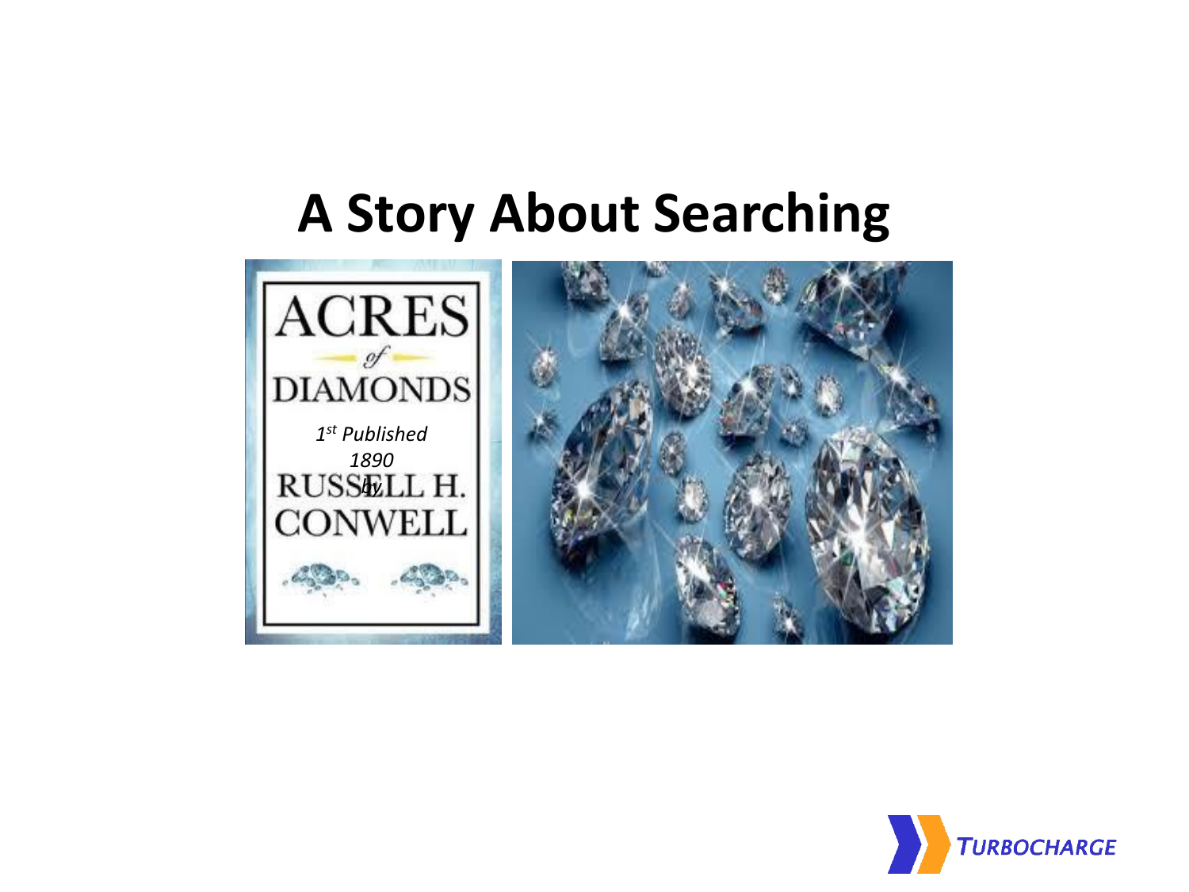# A Story About Searching

ACRES of DIAMONDS

*1st Published 1890 by*

RUSSELL H. CONWELL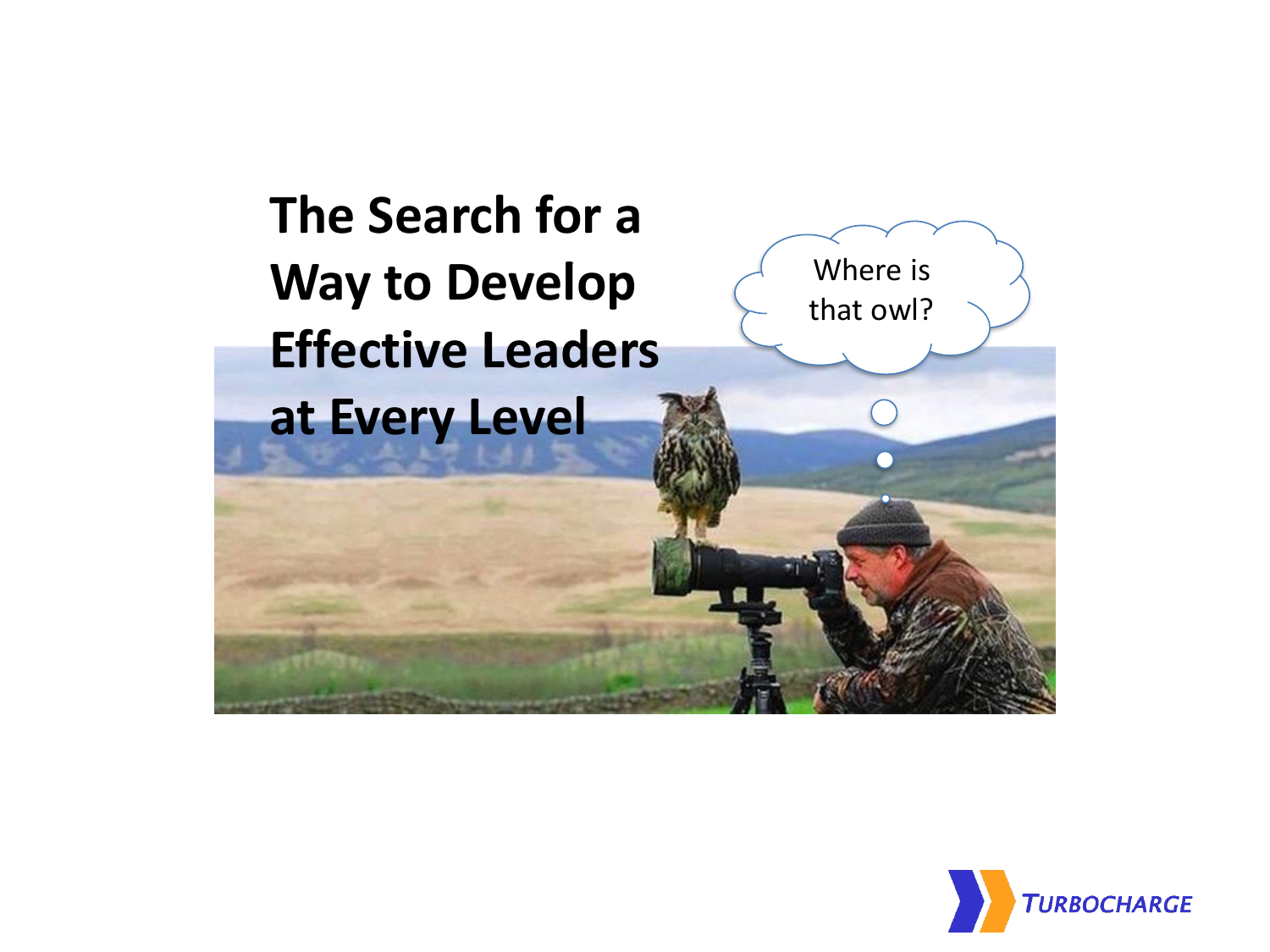# The Search for a Way to Develop Effective Leaders at Every Level

Where is that owl?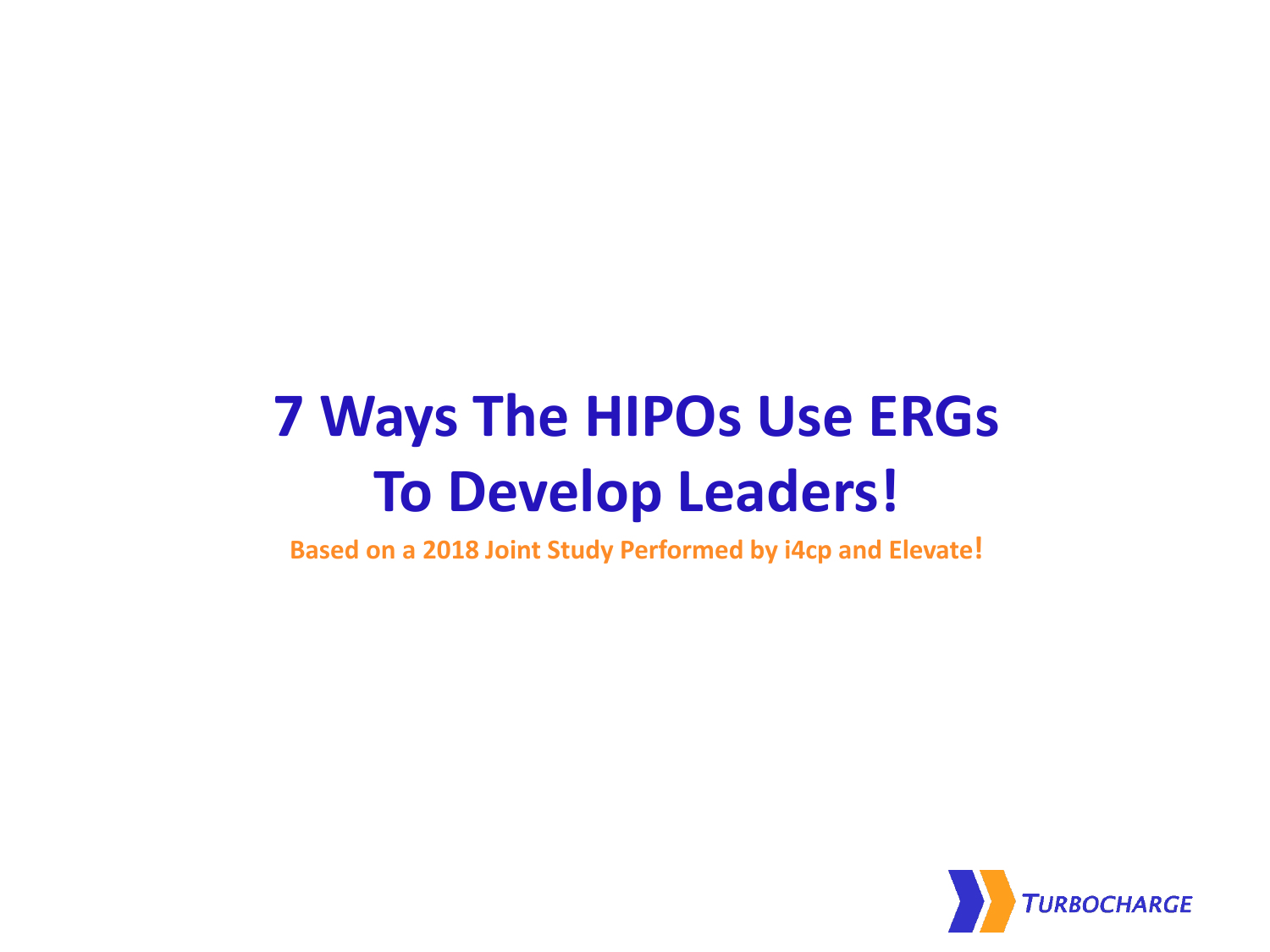# 7 Ways The HIPOs Use ERGs To Develop Leaders!

**Based on a 2018 Joint Study Performed by i4cp and Elevate!**

TURBOCHARGE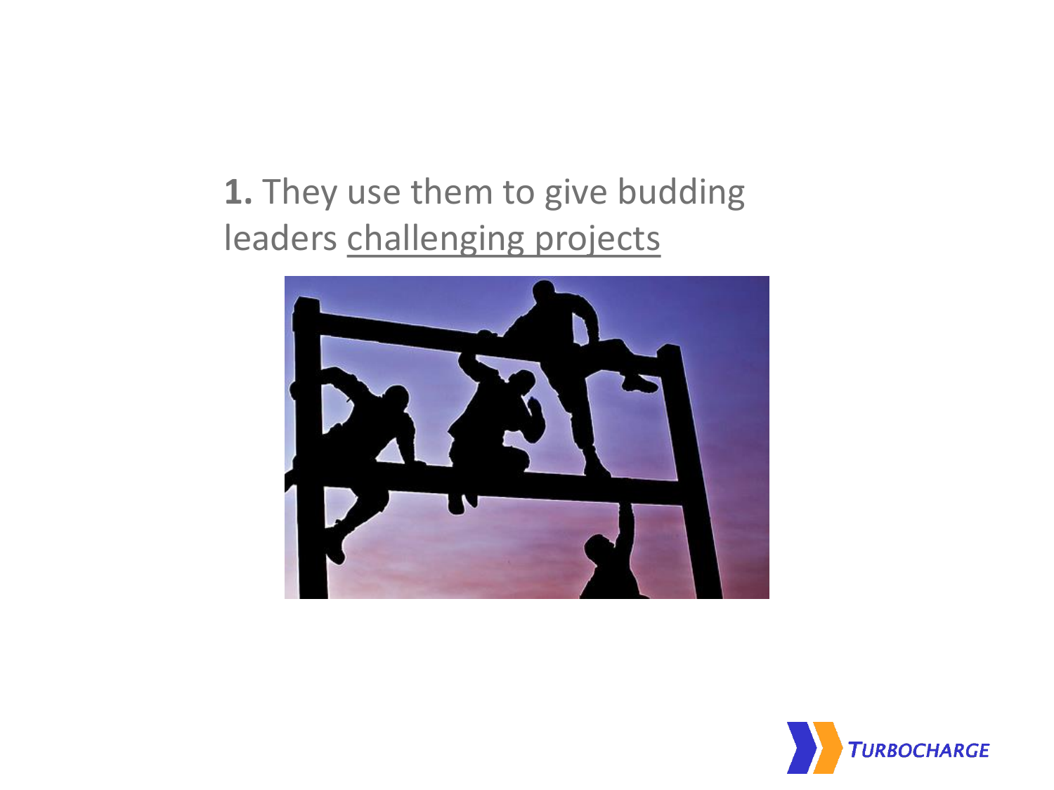**1.** They use them to give budding leaders <u>challenging projects</u>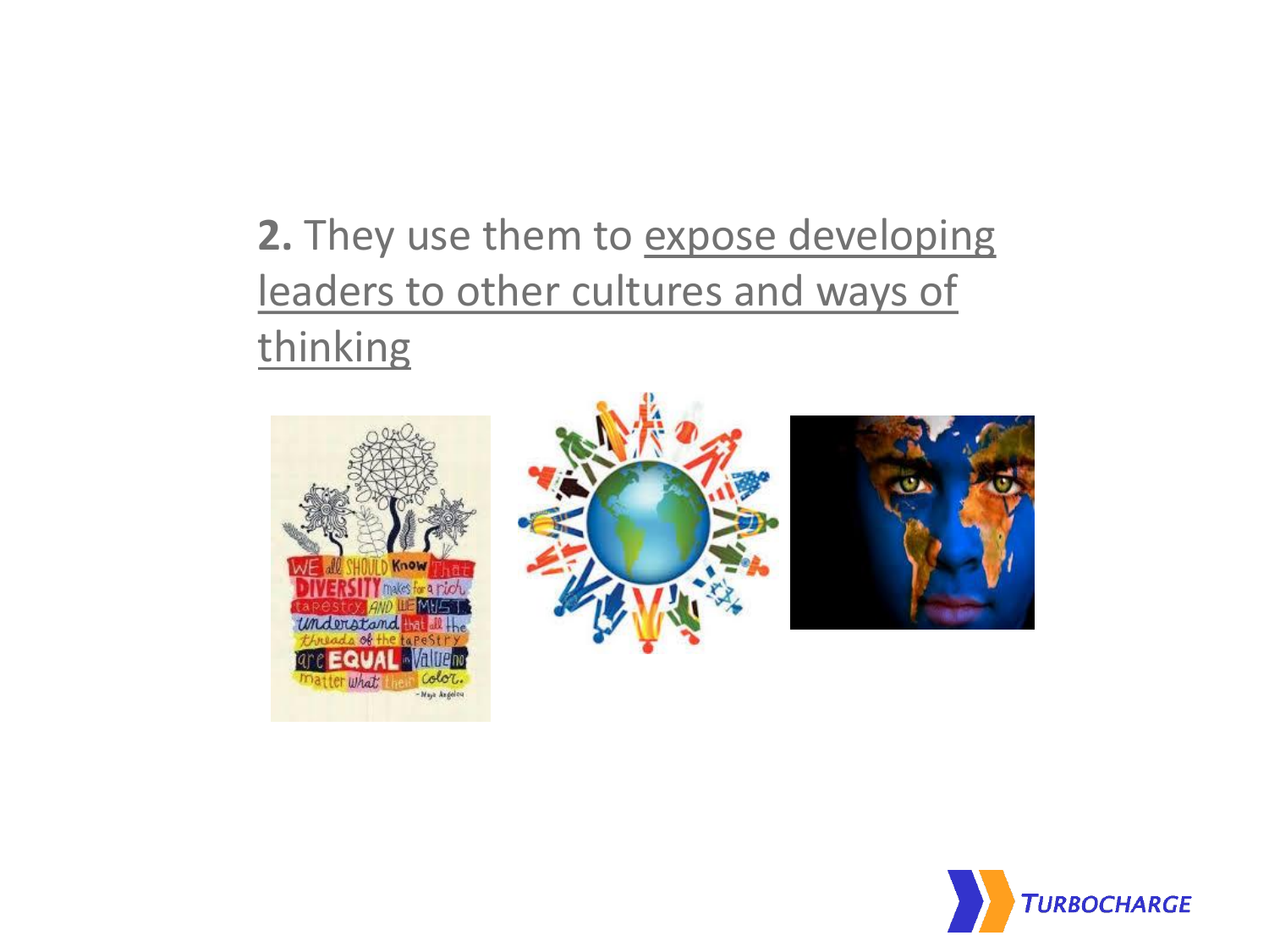**2.** They use them to expose developing leaders to other cultures and ways of thinking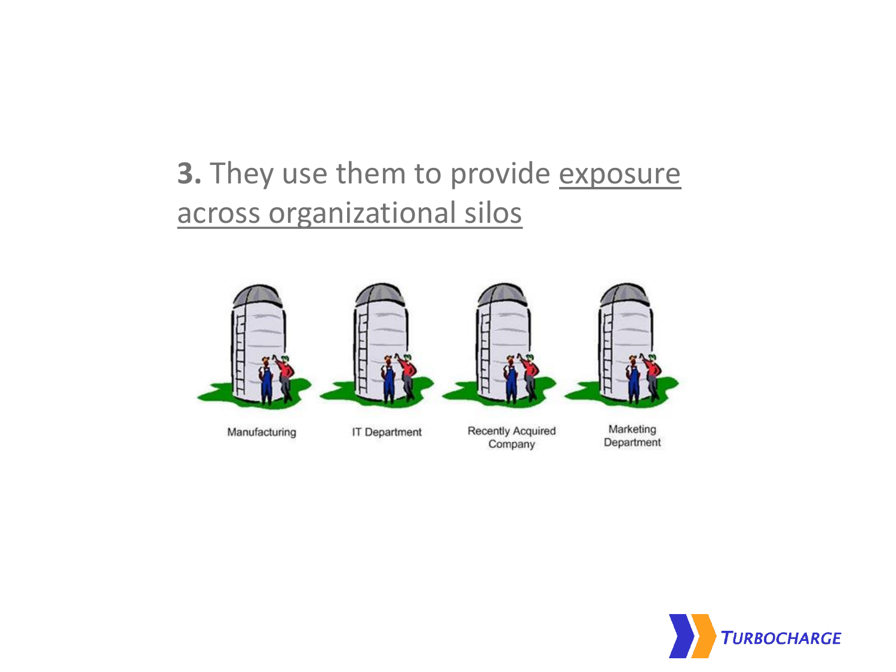**3.** They use them to provide exposure across organizational silos

Manufacturing

IT Department

Recently Acquired Company

Marketing Department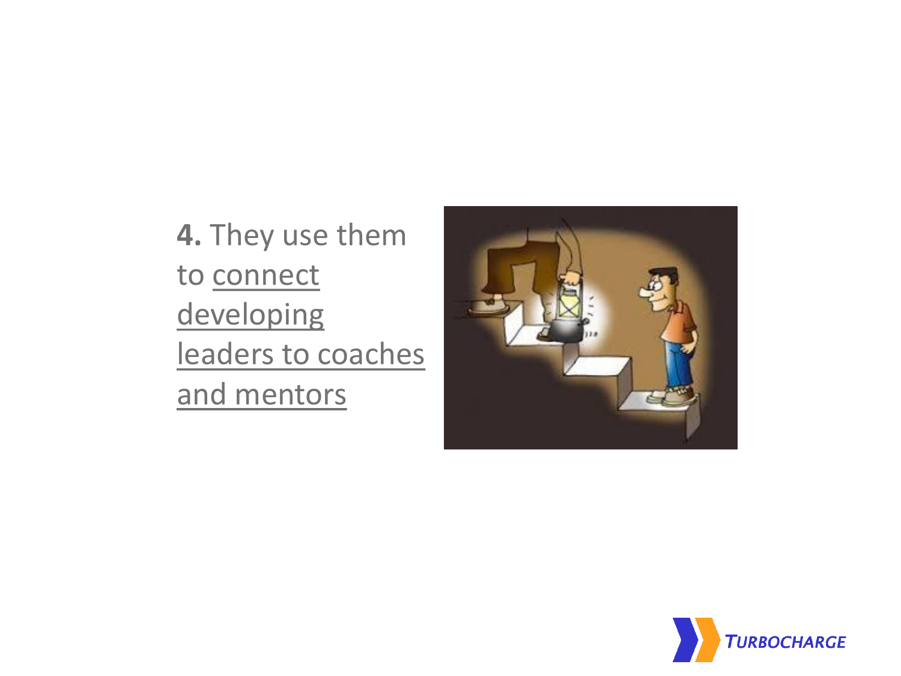**4.** They use them to connect developing leaders to coaches and mentors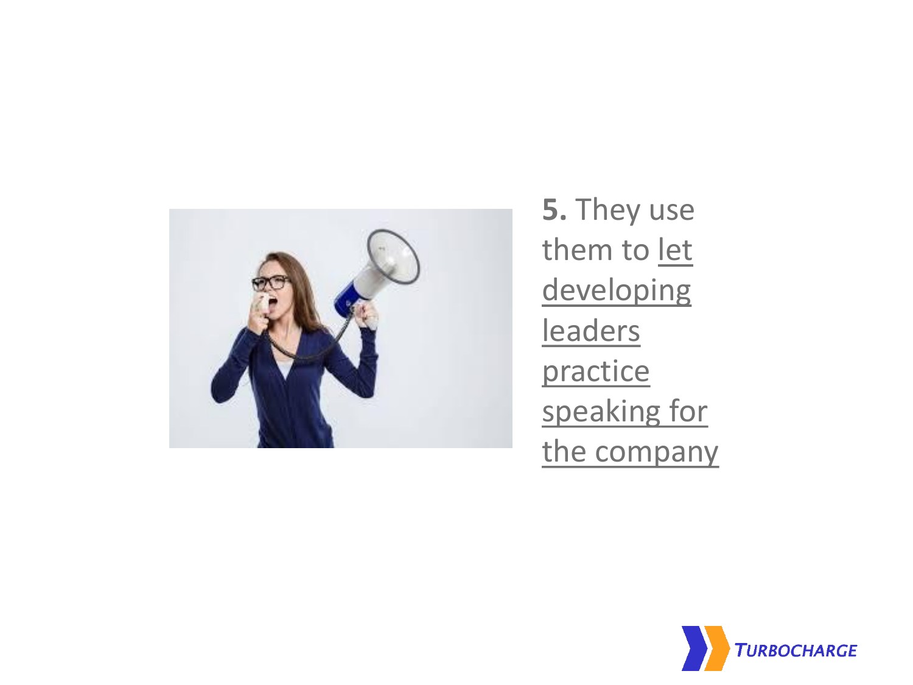**5.** They use them to let developing leaders practice speaking for the company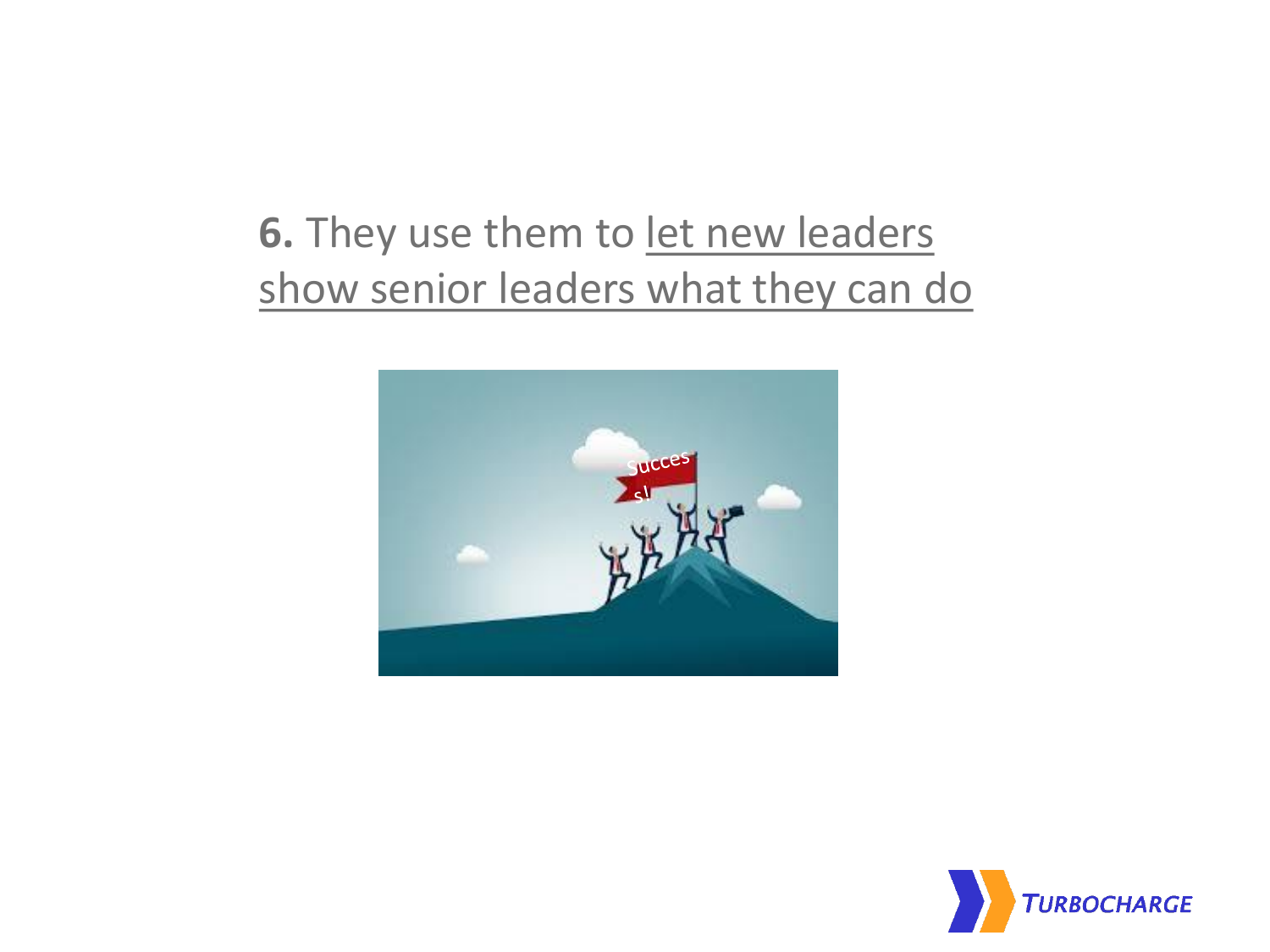**6.** They use them to let new leaders show senior leaders what they can do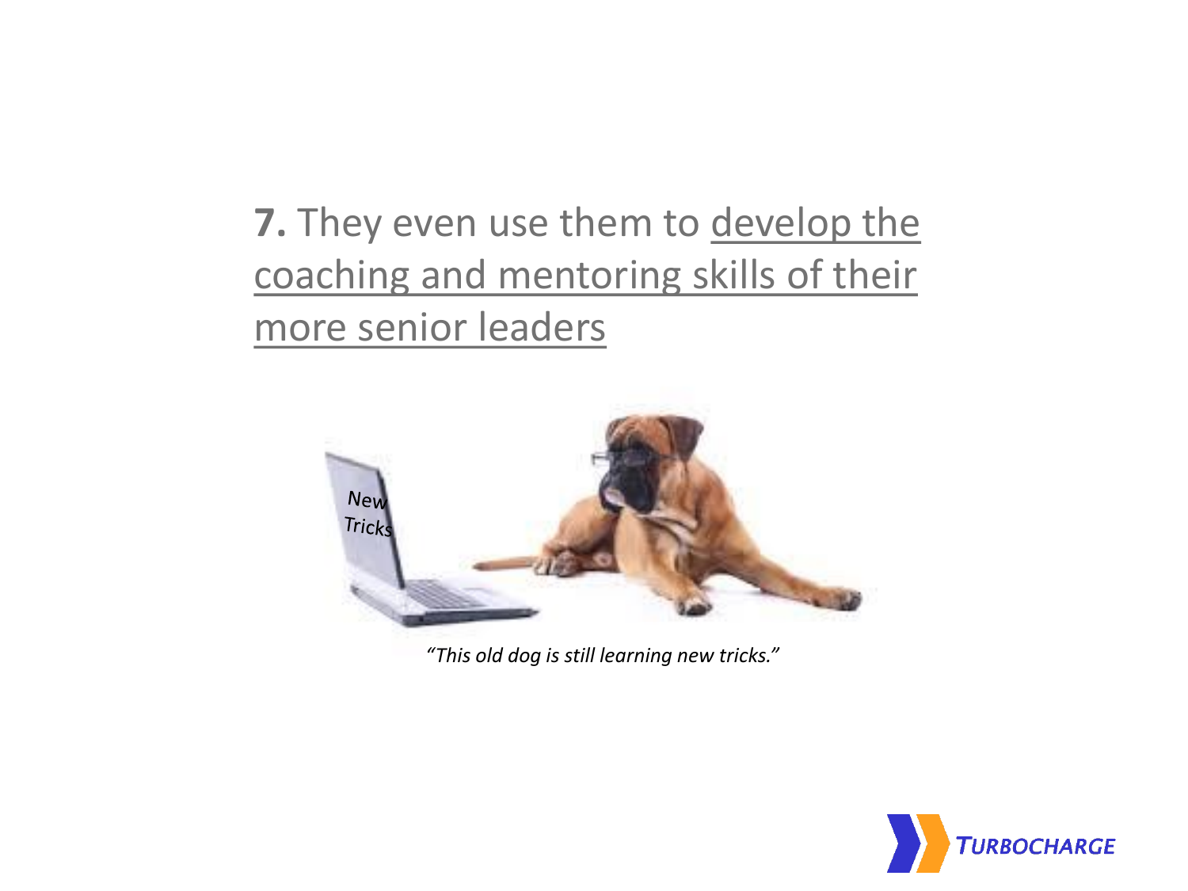**7.** They even use them to develop the coaching and mentoring skills of their more senior leaders

*"This old dog is still learning new tricks."*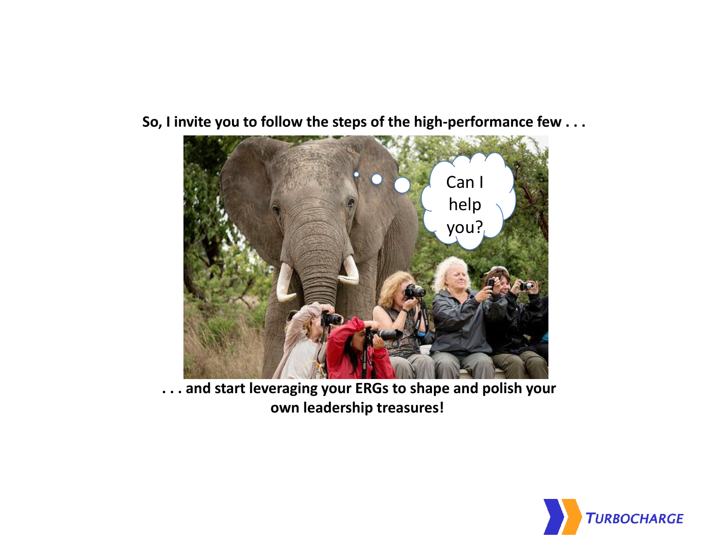**So, I invite you to follow the steps of the high-performance few . . .**

**. . . and start leveraging your ERGs to shape and polish your own leadership treasures!**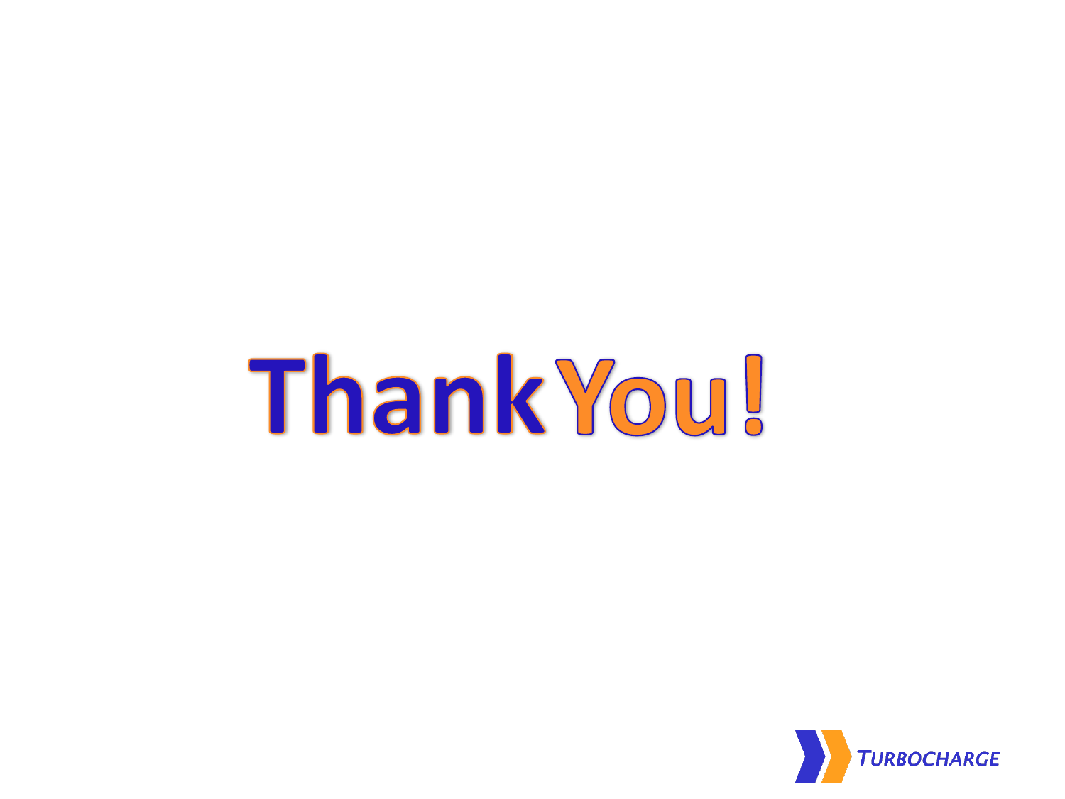# Thank You!

TURBOCHARGE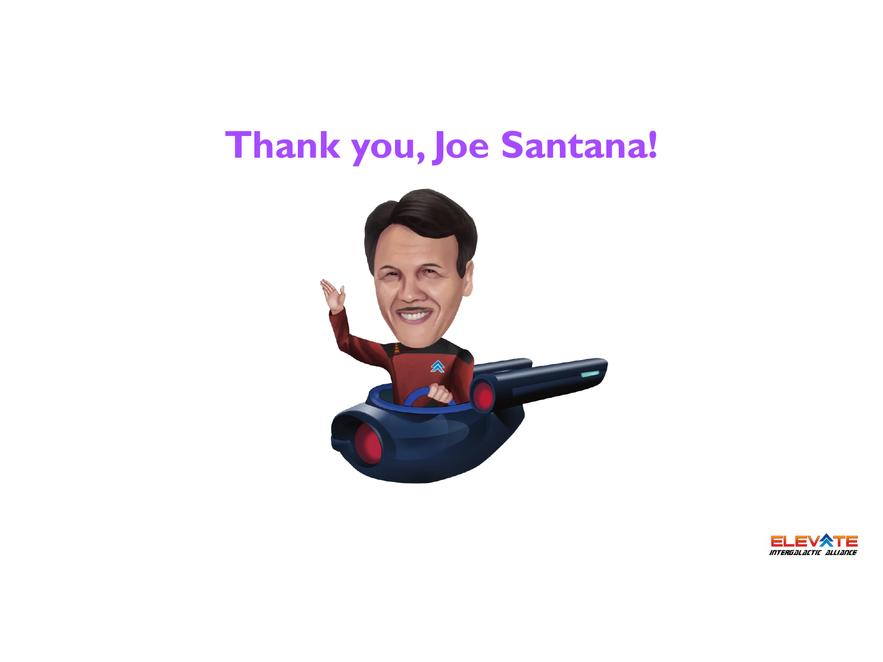# Thank you, Joe Santana!